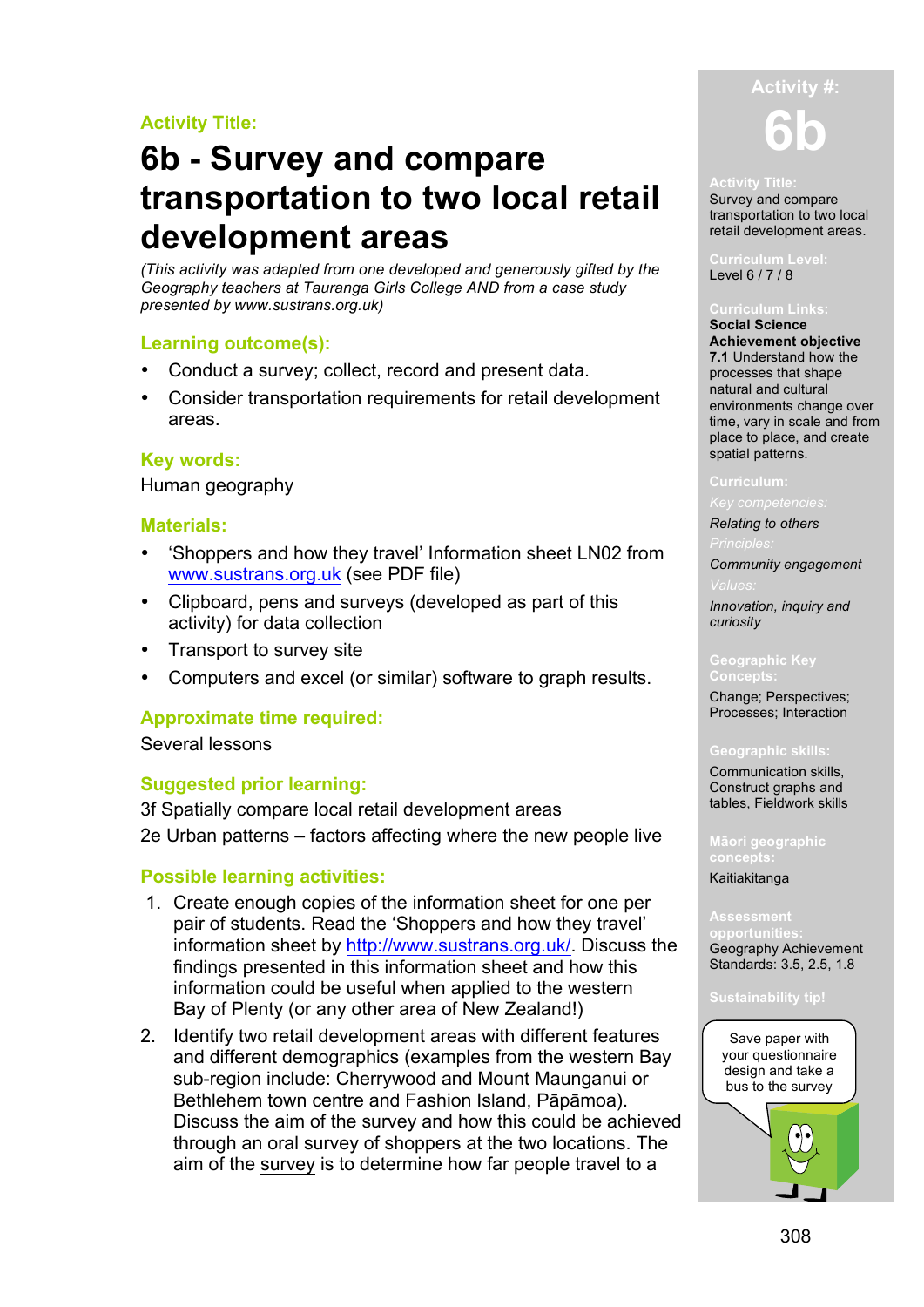**Activity Title:**

# 6b - Survey and compare transportation to two local retail development areas

*(This activity was adapted from one developed and generously gifted by the Geography teachers at Tauranga Girls College AND from a case study presented by www.sustrans.org.uk)*

## Learning outcome(s):

- Conduct a survey; collect, record and present data.
- Consider transportation requirements for retail development areas.

## Key words:

Human geography

## Materials:

- 'Shoppers and how they travel' Information sheet LN02 from www.sustrans.org.uk (see PDF file)
- Clipboard, pens and surveys (developed as part of this activity) for data collection
- Transport to survey site
- Computers and excel (or similar) software to graph results.

## Approximate time required:

Several lessons

## Suggested prior learning:

3f Spatially compare local retail development areas

2e Urban patterns – factors affecting where the new people live

## Possible learning activities:

1. Create enough copies of the information sheet for one per pair of students. Read the 'Shoppers and how they travel' information sheet by http://www.sustrans.org.uk/. Discuss the findings presented in this information sheet and how this information could be useful when applied to the western Bay of Plenty (or any other area of New Zealand!)
2. Identify two retail development areas with different features and different demographics (examples from the western Bay sub-region include: Cherrywood and Mount Maunganui or Bethlehem town centre and Fashion Island, Pāpāmoa). Discuss the aim of the survey and how this could be achieved through an oral survey of shoppers at the two locations. The aim of the survey is to determine how far people travel to a

**Activity #:**
**6b**

**Activity Title:**
Survey and compare transportation to two local retail development areas.

**Curriculum Level:**
Level 6 / 7 / 8

**Curriculum Links:**
**Social Science Achievement objective 7.1** Understand how the processes that shape natural and cultural environments change over time, vary in scale and from place to place, and create spatial patterns.

**Curriculum:**
*Key competencies:*
*Relating to others*
*Principles:*
*Community engagement*
*Values:*
*Innovation, inquiry and curiosity*

**Geographic Key Concepts:**
Change; Perspectives; Processes; Interaction

**Geographic skills:**
Communication skills, Construct graphs and tables, Fieldwork skills

**Māori geographic concepts:**
Kaitiakitanga

**Assessment opportunities:**
Geography Achievement Standards: 3.5, 2.5, 1.8

**Sustainability tip!**
Save paper with your questionnaire design and take a bus to the survey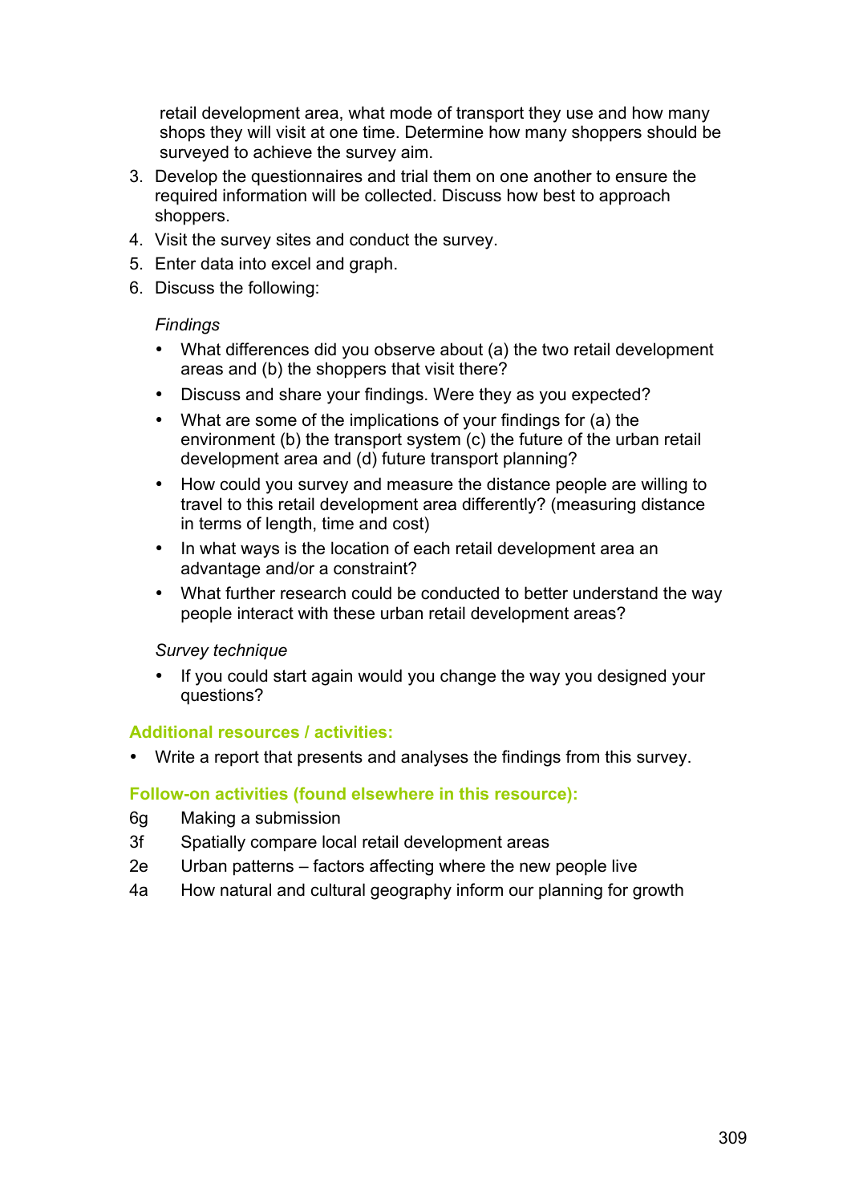retail development area, what mode of transport they use and how many shops they will visit at one time. Determine how many shoppers should be surveyed to achieve the survey aim.

3. Develop the questionnaires and trial them on one another to ensure the required information will be collected. Discuss how best to approach shoppers.
4. Visit the survey sites and conduct the survey.
5. Enter data into excel and graph.
6. Discuss the following:

   *Findings*

   - What differences did you observe about (a) the two retail development areas and (b) the shoppers that visit there?
   - Discuss and share your findings. Were they as you expected?
   - What are some of the implications of your findings for (a) the environment (b) the transport system (c) the future of the urban retail development area and (d) future transport planning?
   - How could you survey and measure the distance people are willing to travel to this retail development area differently? (measuring distance in terms of length, time and cost)
   - In what ways is the location of each retail development area an advantage and/or a constraint?
   - What further research could be conducted to better understand the way people interact with these urban retail development areas?

   *Survey technique*

   - If you could start again would you change the way you designed your questions?

**Additional resources / activities:**

- Write a report that presents and analyses the findings from this survey.

**Follow-on activities (found elsewhere in this resource):**

6g Making a submission
3f Spatially compare local retail development areas
2e Urban patterns – factors affecting where the new people live
4a How natural and cultural geography inform our planning for growth